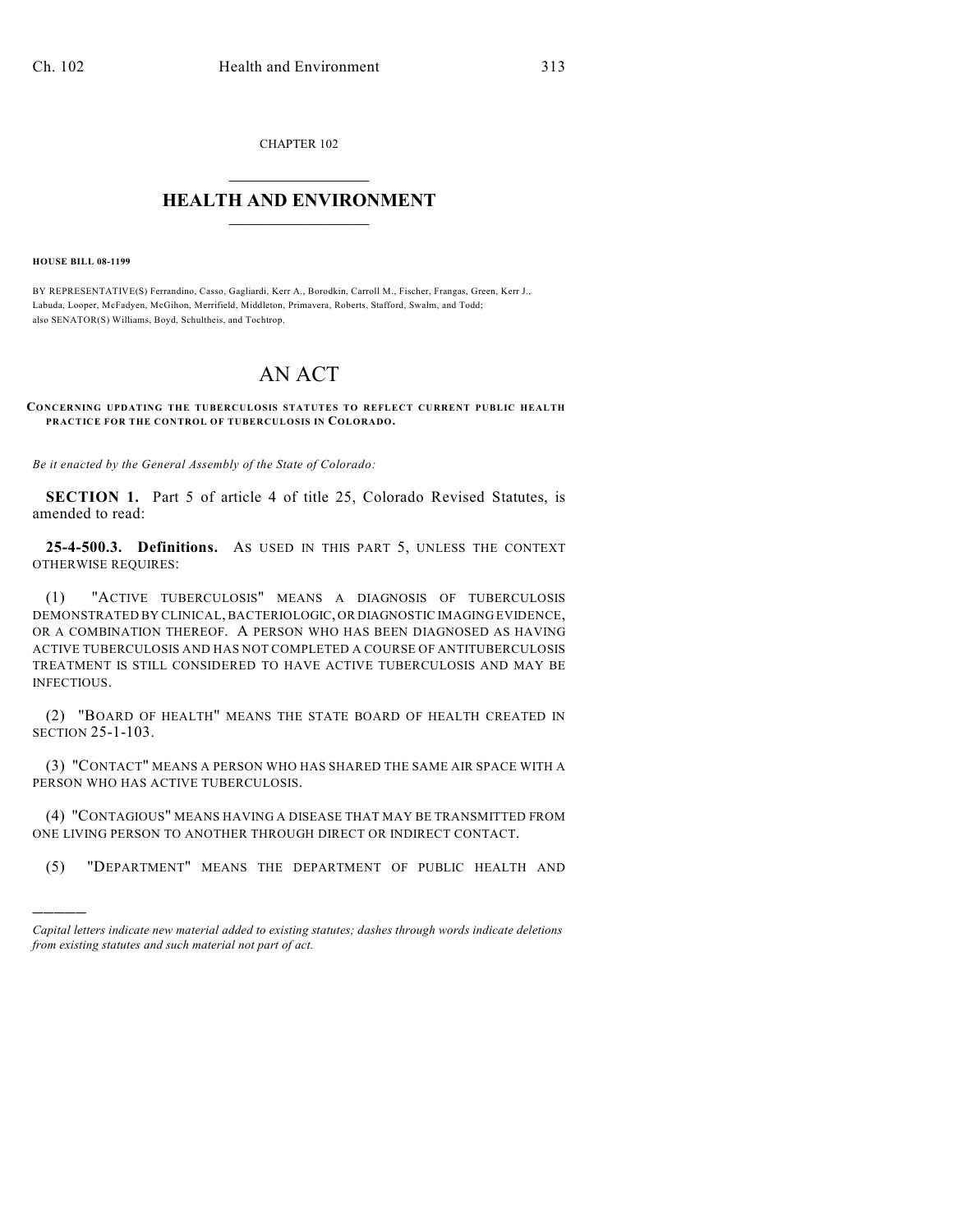CHAPTER 102

# HEALTH AND ENVIRONMENT

**HOUSE BILL 08-1199**

BY REPRESENTATIVE(S) Ferrandino, Casso, Gagliardi, Kerr A., Borodkin, Carroll M., Fischer, Frangas, Green, Kerr J., Labuda, Looper, McFadyen, McGihon, Merrifield, Middleton, Primavera, Roberts, Stafford, Swalm, and Todd; also SENATOR(S) Williams, Boyd, Schultheis, and Tochtrop.

# AN ACT

**CONCERNING UPDATING THE TUBERCULOSIS STATUTES TO REFLECT CURRENT PUBLIC HEALTH PRACTICE FOR THE CONTROL OF TUBERCULOSIS IN COLORADO.**

*Be it enacted by the General Assembly of the State of Colorado:*

**SECTION 1.** Part 5 of article 4 of title 25, Colorado Revised Statutes, is amended to read:

**25-4-500.3. Definitions.** AS USED IN THIS PART 5, UNLESS THE CONTEXT OTHERWISE REQUIRES:

(1) "ACTIVE TUBERCULOSIS" MEANS A DIAGNOSIS OF TUBERCULOSIS DEMONSTRATED BY CLINICAL, BACTERIOLOGIC, OR DIAGNOSTIC IMAGING EVIDENCE, OR A COMBINATION THEREOF. A PERSON WHO HAS BEEN DIAGNOSED AS HAVING ACTIVE TUBERCULOSIS AND HAS NOT COMPLETED A COURSE OF ANTITUBERCULOSIS TREATMENT IS STILL CONSIDERED TO HAVE ACTIVE TUBERCULOSIS AND MAY BE INFECTIOUS.

(2) "BOARD OF HEALTH" MEANS THE STATE BOARD OF HEALTH CREATED IN SECTION 25-1-103.

(3) "CONTACT" MEANS A PERSON WHO HAS SHARED THE SAME AIR SPACE WITH A PERSON WHO HAS ACTIVE TUBERCULOSIS.

(4) "CONTAGIOUS" MEANS HAVING A DISEASE THAT MAY BE TRANSMITTED FROM ONE LIVING PERSON TO ANOTHER THROUGH DIRECT OR INDIRECT CONTACT.

(5) "DEPARTMENT" MEANS THE DEPARTMENT OF PUBLIC HEALTH AND

---

*Capital letters indicate new material added to existing statutes; dashes through words indicate deletions from existing statutes and such material not part of act.*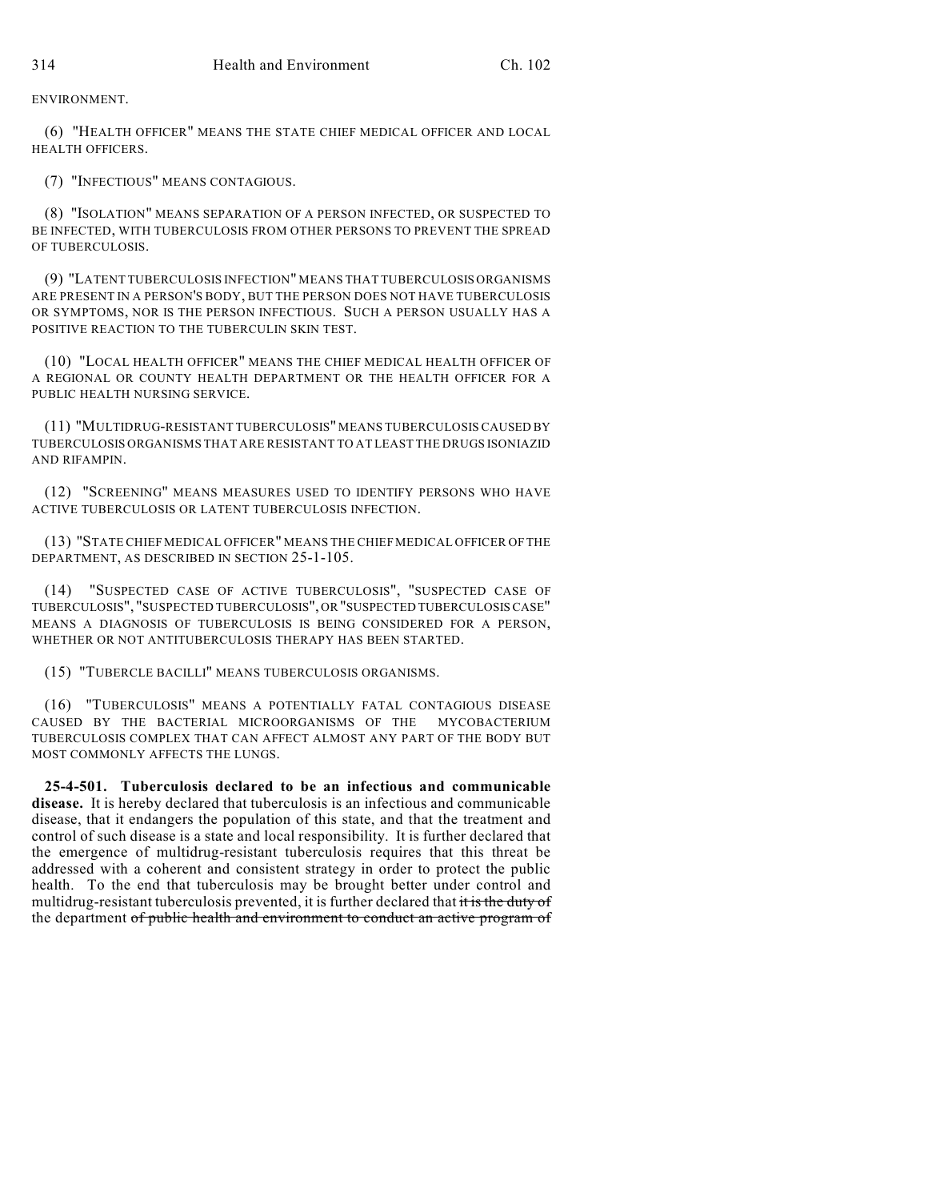ENVIRONMENT.

(6) "HEALTH OFFICER" MEANS THE STATE CHIEF MEDICAL OFFICER AND LOCAL HEALTH OFFICERS.

(7) "INFECTIOUS" MEANS CONTAGIOUS.

(8) "ISOLATION" MEANS SEPARATION OF A PERSON INFECTED, OR SUSPECTED TO BE INFECTED, WITH TUBERCULOSIS FROM OTHER PERSONS TO PREVENT THE SPREAD OF TUBERCULOSIS.

(9) "LATENT TUBERCULOSIS INFECTION" MEANS THAT TUBERCULOSIS ORGANISMS ARE PRESENT IN A PERSON'S BODY, BUT THE PERSON DOES NOT HAVE TUBERCULOSIS OR SYMPTOMS, NOR IS THE PERSON INFECTIOUS. SUCH A PERSON USUALLY HAS A POSITIVE REACTION TO THE TUBERCULIN SKIN TEST.

(10) "LOCAL HEALTH OFFICER" MEANS THE CHIEF MEDICAL HEALTH OFFICER OF A REGIONAL OR COUNTY HEALTH DEPARTMENT OR THE HEALTH OFFICER FOR A PUBLIC HEALTH NURSING SERVICE.

(11) "MULTIDRUG-RESISTANT TUBERCULOSIS" MEANS TUBERCULOSIS CAUSED BY TUBERCULOSIS ORGANISMS THAT ARE RESISTANT TO AT LEAST THE DRUGS ISONIAZID AND RIFAMPIN.

(12) "SCREENING" MEANS MEASURES USED TO IDENTIFY PERSONS WHO HAVE ACTIVE TUBERCULOSIS OR LATENT TUBERCULOSIS INFECTION.

(13) "STATE CHIEF MEDICAL OFFICER" MEANS THE CHIEF MEDICAL OFFICER OF THE DEPARTMENT, AS DESCRIBED IN SECTION 25-1-105.

(14) "SUSPECTED CASE OF ACTIVE TUBERCULOSIS", "SUSPECTED CASE OF TUBERCULOSIS", "SUSPECTED TUBERCULOSIS", OR "SUSPECTED TUBERCULOSIS CASE" MEANS A DIAGNOSIS OF TUBERCULOSIS IS BEING CONSIDERED FOR A PERSON, WHETHER OR NOT ANTITUBERCULOSIS THERAPY HAS BEEN STARTED.

(15) "TUBERCLE BACILLI" MEANS TUBERCULOSIS ORGANISMS.

(16) "TUBERCULOSIS" MEANS A POTENTIALLY FATAL CONTAGIOUS DISEASE CAUSED BY THE BACTERIAL MICROORGANISMS OF THE MYCOBACTERIUM TUBERCULOSIS COMPLEX THAT CAN AFFECT ALMOST ANY PART OF THE BODY BUT MOST COMMONLY AFFECTS THE LUNGS.

**25-4-501. Tuberculosis declared to be an infectious and communicable disease.** It is hereby declared that tuberculosis is an infectious and communicable disease, that it endangers the population of this state, and that the treatment and control of such disease is a state and local responsibility. It is further declared that the emergence of multidrug-resistant tuberculosis requires that this threat be addressed with a coherent and consistent strategy in order to protect the public health. To the end that tuberculosis may be brought better under control and multidrug-resistant tuberculosis prevented, it is further declared that ~~it is the duty of~~ the department ~~of public health and environment to conduct an active program of~~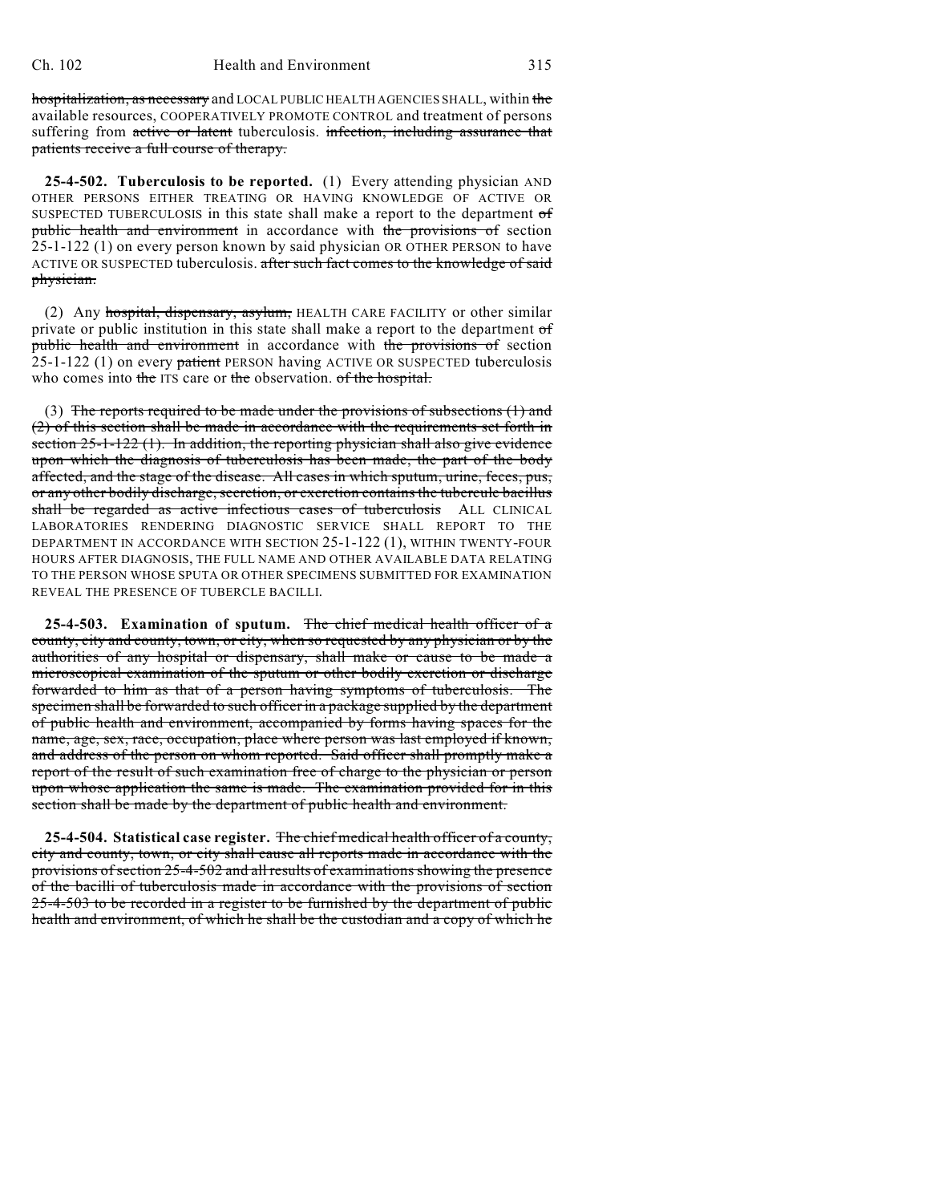hospitalization, as necessary and LOCAL PUBLIC HEALTH AGENCIES SHALL, within the available resources, COOPERATIVELY PROMOTE CONTROL and treatment of persons suffering from active or latent tuberculosis. infection, including assurance that patients receive a full course of therapy.

**25-4-502. Tuberculosis to be reported.** (1) Every attending physician AND OTHER PERSONS EITHER TREATING OR HAVING KNOWLEDGE OF ACTIVE OR SUSPECTED TUBERCULOSIS in this state shall make a report to the department of public health and environment in accordance with the provisions of section 25-1-122 (1) on every person known by said physician OR OTHER PERSON to have ACTIVE OR SUSPECTED tuberculosis. after such fact comes to the knowledge of said physician.

(2) Any hospital, dispensary, asylum, HEALTH CARE FACILITY or other similar private or public institution in this state shall make a report to the department of public health and environment in accordance with the provisions of section 25-1-122 (1) on every patient PERSON having ACTIVE OR SUSPECTED tuberculosis who comes into the ITS care or the observation. of the hospital.

(3) The reports required to be made under the provisions of subsections (1) and (2) of this section shall be made in accordance with the requirements set forth in section 25-1-122 (1). In addition, the reporting physician shall also give evidence upon which the diagnosis of tuberculosis has been made, the part of the body affected, and the stage of the disease. All cases in which sputum, urine, feces, pus, or any other bodily discharge, secretion, or excretion contains the tubercule bacillus shall be regarded as active infectious cases of tuberculosis ALL CLINICAL LABORATORIES RENDERING DIAGNOSTIC SERVICE SHALL REPORT TO THE DEPARTMENT IN ACCORDANCE WITH SECTION 25-1-122 (1), WITHIN TWENTY-FOUR HOURS AFTER DIAGNOSIS, THE FULL NAME AND OTHER AVAILABLE DATA RELATING TO THE PERSON WHOSE SPUTA OR OTHER SPECIMENS SUBMITTED FOR EXAMINATION REVEAL THE PRESENCE OF TUBERCLE BACILLI.

**25-4-503. Examination of sputum.** The chief medical health officer of a county, city and county, town, or city, when so requested by any physician or by the authorities of any hospital or dispensary, shall make or cause to be made a microscopical examination of the sputum or other bodily excretion or discharge forwarded to him as that of a person having symptoms of tuberculosis. The specimen shall be forwarded to such officer in a package supplied by the department of public health and environment, accompanied by forms having spaces for the name, age, sex, race, occupation, place where person was last employed if known, and address of the person on whom reported. Said officer shall promptly make a report of the result of such examination free of charge to the physician or person upon whose application the same is made. The examination provided for in this section shall be made by the department of public health and environment.

**25-4-504. Statistical case register.** The chief medical health officer of a county, city and county, town, or city shall cause all reports made in accordance with the provisions of section 25-4-502 and all results of examinations showing the presence of the bacilli of tuberculosis made in accordance with the provisions of section 25-4-503 to be recorded in a register to be furnished by the department of public health and environment, of which he shall be the custodian and a copy of which he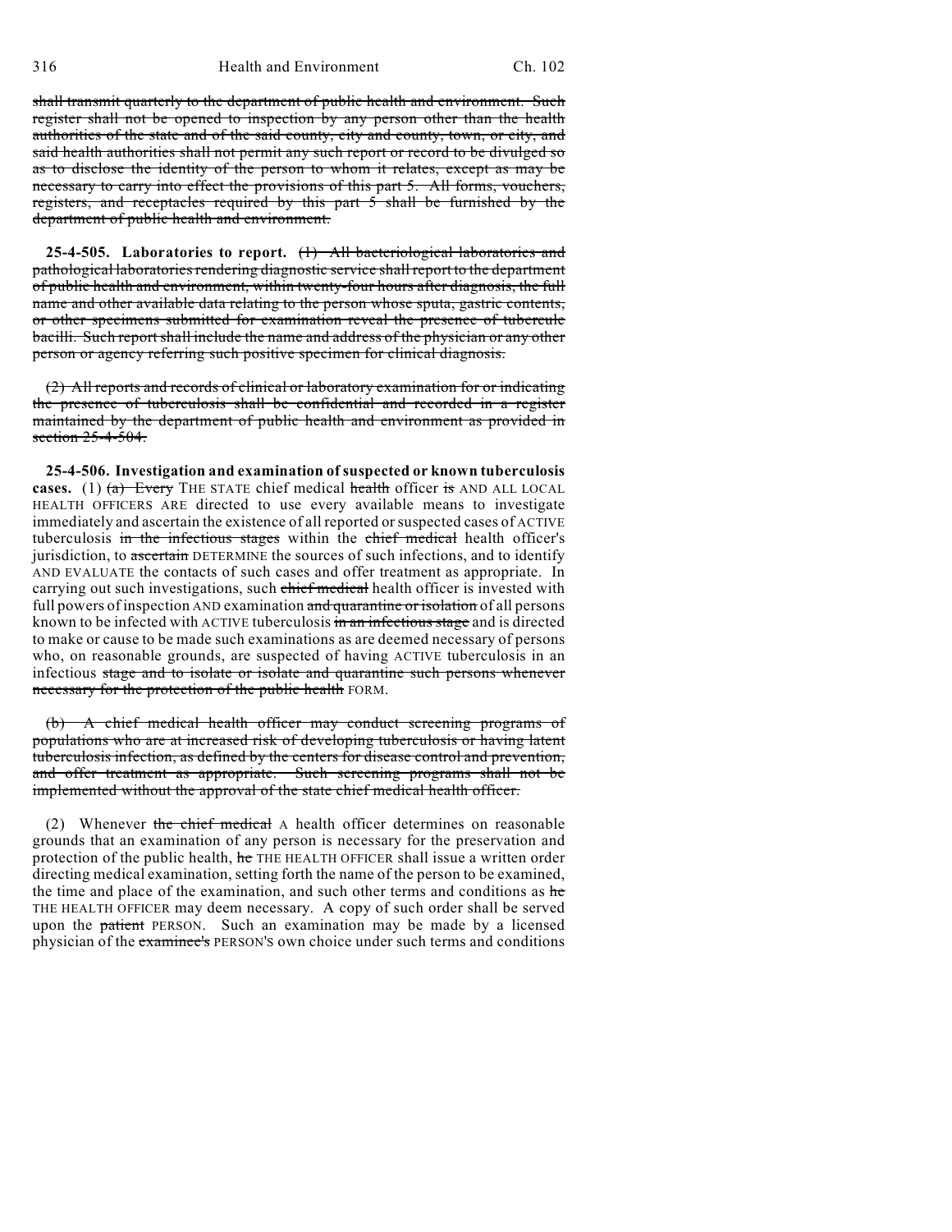~~shall transmit quarterly to the department of public health and environment. Such register shall not be opened to inspection by any person other than the health authorities of the state and of the said county, city and county, town, or city, and said health authorities shall not permit any such report or record to be divulged so as to disclose the identity of the person to whom it relates, except as may be necessary to carry into effect the provisions of this part 5. All forms, vouchers, registers, and receptacles required by this part 5 shall be furnished by the department of public health and environment.~~

**25-4-505. Laboratories to report.** ~~(1) All bacteriological laboratories and pathological laboratories rendering diagnostic service shall report to the department of public health and environment, within twenty-four hours after diagnosis, the full name and other available data relating to the person whose sputa, gastric contents, or other specimens submitted for examination reveal the presence of tubercule bacilli. Such report shall include the name and address of the physician or any other person or agency referring such positive specimen for clinical diagnosis.~~

~~(2) All reports and records of clinical or laboratory examination for or indicating the presence of tuberculosis shall be confidential and recorded in a register maintained by the department of public health and environment as provided in section 25-4-504.~~

**25-4-506. Investigation and examination of suspected or known tuberculosis cases.** (1) ~~(a) Every~~ THE STATE chief medical ~~health~~ officer ~~is~~ AND ALL LOCAL HEALTH OFFICERS ARE directed to use every available means to investigate immediately and ascertain the existence of all reported or suspected cases of ACTIVE tuberculosis ~~in the infectious stages~~ within the ~~chief medical~~ health officer's jurisdiction, to ~~ascertain~~ DETERMINE the sources of such infections, and to identify AND EVALUATE the contacts of such cases and offer treatment as appropriate. In carrying out such investigations, such ~~chief medical~~ health officer is invested with full powers of inspection AND examination ~~and quarantine or isolation~~ of all persons known to be infected with ACTIVE tuberculosis ~~in an infectious stage~~ and is directed to make or cause to be made such examinations as are deemed necessary of persons who, on reasonable grounds, are suspected of having ACTIVE tuberculosis in an infectious ~~stage and to isolate or isolate and quarantine such persons whenever necessary for the protection of the public health~~ FORM.

~~(b) A chief medical health officer may conduct screening programs of populations who are at increased risk of developing tuberculosis or having latent tuberculosis infection, as defined by the centers for disease control and prevention, and offer treatment as appropriate. Such screening programs shall not be implemented without the approval of the state chief medical health officer.~~

(2) Whenever ~~the chief medical~~ A health officer determines on reasonable grounds that an examination of any person is necessary for the preservation and protection of the public health, ~~he~~ THE HEALTH OFFICER shall issue a written order directing medical examination, setting forth the name of the person to be examined, the time and place of the examination, and such other terms and conditions as ~~he~~ THE HEALTH OFFICER may deem necessary. A copy of such order shall be served upon the ~~patient~~ PERSON. Such an examination may be made by a licensed physician of the ~~examinee's~~ PERSON'S own choice under such terms and conditions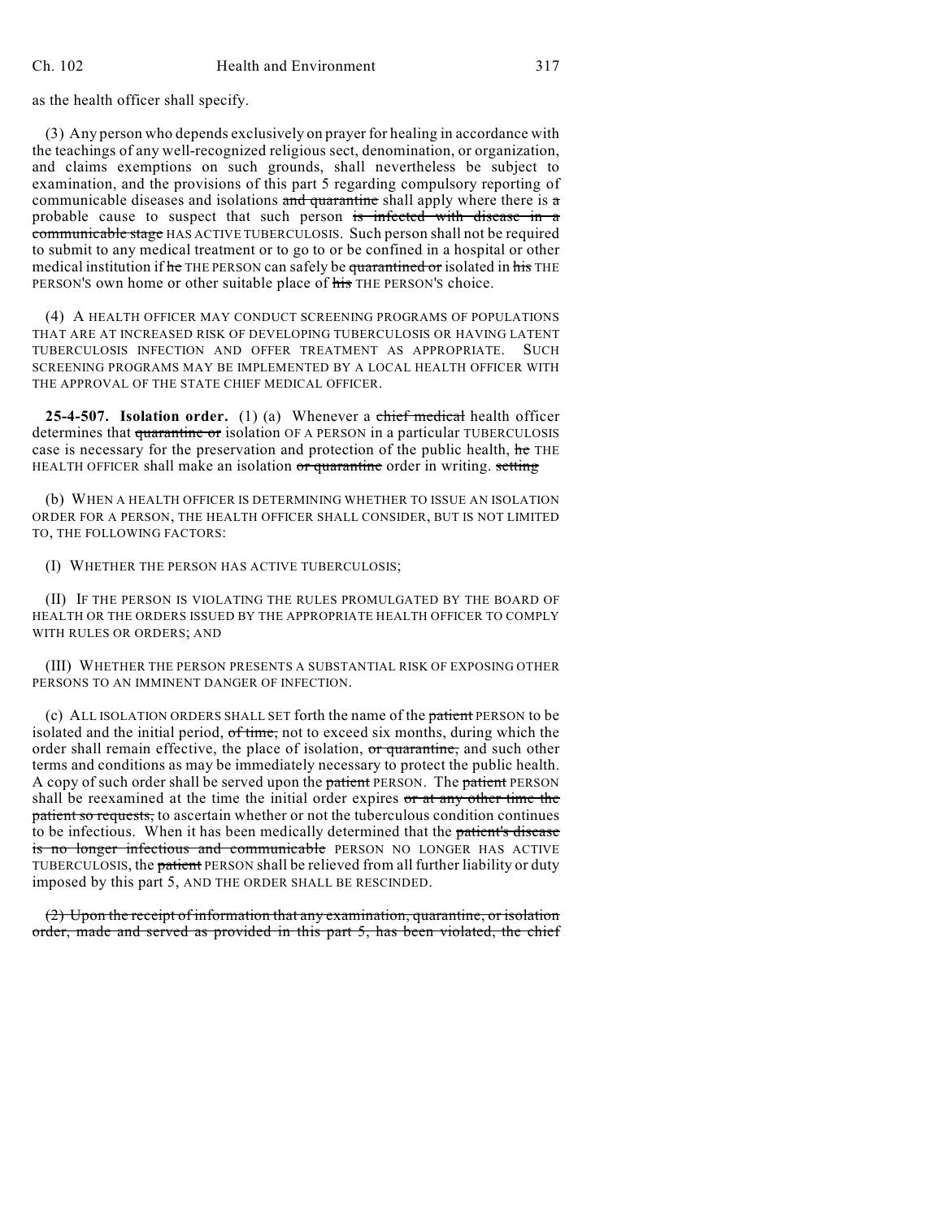as the health officer shall specify.

(3) Any person who depends exclusively on prayer for healing in accordance with the teachings of any well-recognized religious sect, denomination, or organization, and claims exemptions on such grounds, shall nevertheless be subject to examination, and the provisions of this part 5 regarding compulsory reporting of communicable diseases and isolations ~~and quarantine~~ shall apply where there is ~~a~~ probable cause to suspect that such person ~~is infected with disease in a communicable stage~~ HAS ACTIVE TUBERCULOSIS. Such person shall not be required to submit to any medical treatment or to go to or be confined in a hospital or other medical institution if ~~he~~ THE PERSON can safely be ~~quarantined or~~ isolated in ~~his~~ THE PERSON'S own home or other suitable place of ~~his~~ THE PERSON'S choice.

(4) A HEALTH OFFICER MAY CONDUCT SCREENING PROGRAMS OF POPULATIONS THAT ARE AT INCREASED RISK OF DEVELOPING TUBERCULOSIS OR HAVING LATENT TUBERCULOSIS INFECTION AND OFFER TREATMENT AS APPROPRIATE. SUCH SCREENING PROGRAMS MAY BE IMPLEMENTED BY A LOCAL HEALTH OFFICER WITH THE APPROVAL OF THE STATE CHIEF MEDICAL OFFICER.

**25-4-507. Isolation order.** (1) (a) Whenever a ~~chief medical~~ health officer determines that ~~quarantine or~~ isolation OF A PERSON in a particular TUBERCULOSIS case is necessary for the preservation and protection of the public health, ~~he~~ THE HEALTH OFFICER shall make an isolation ~~or quarantine~~ order in writing. ~~setting~~

(b) WHEN A HEALTH OFFICER IS DETERMINING WHETHER TO ISSUE AN ISOLATION ORDER FOR A PERSON, THE HEALTH OFFICER SHALL CONSIDER, BUT IS NOT LIMITED TO, THE FOLLOWING FACTORS:

(I) WHETHER THE PERSON HAS ACTIVE TUBERCULOSIS;

(II) IF THE PERSON IS VIOLATING THE RULES PROMULGATED BY THE BOARD OF HEALTH OR THE ORDERS ISSUED BY THE APPROPRIATE HEALTH OFFICER TO COMPLY WITH RULES OR ORDERS; AND

(III) WHETHER THE PERSON PRESENTS A SUBSTANTIAL RISK OF EXPOSING OTHER PERSONS TO AN IMMINENT DANGER OF INFECTION.

(c) ALL ISOLATION ORDERS SHALL SET forth the name of the ~~patient~~ PERSON to be isolated and the initial period, ~~of time,~~ not to exceed six months, during which the order shall remain effective, the place of isolation, ~~or quarantine,~~ and such other terms and conditions as may be immediately necessary to protect the public health. A copy of such order shall be served upon the ~~patient~~ PERSON. The ~~patient~~ PERSON shall be reexamined at the time the initial order expires ~~or at any other time the patient so requests,~~ to ascertain whether or not the tuberculous condition continues to be infectious. When it has been medically determined that the ~~patient's disease is no longer infectious and communicable~~ PERSON NO LONGER HAS ACTIVE TUBERCULOSIS, the ~~patient~~ PERSON shall be relieved from all further liability or duty imposed by this part 5, AND THE ORDER SHALL BE RESCINDED.

~~(2) Upon the receipt of information that any examination, quarantine, or isolation order, made and served as provided in this part 5, has been violated, the chief~~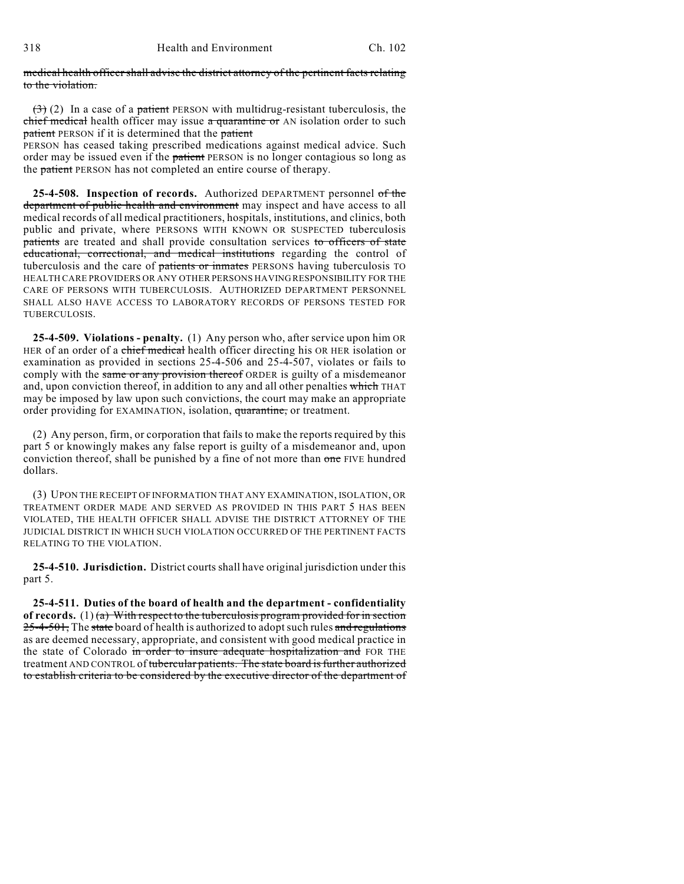~~medical health officer shall advise the district attorney of the pertinent facts relating to the violation.~~

~~(3)~~ (2) In a case of a ~~patient~~ PERSON with multidrug-resistant tuberculosis, the ~~chief medical~~ health officer may issue ~~a quarantine or~~ AN isolation order to such ~~patient~~ PERSON if it is determined that the ~~patient~~ PERSON has ceased taking prescribed medications against medical advice. Such order may be issued even if the ~~patient~~ PERSON is no longer contagious so long as the ~~patient~~ PERSON has not completed an entire course of therapy.

**25-4-508. Inspection of records.** Authorized DEPARTMENT personnel ~~of the department of public health and environment~~ may inspect and have access to all medical records of all medical practitioners, hospitals, institutions, and clinics, both public and private, where PERSONS WITH KNOWN OR SUSPECTED tuberculosis ~~patients~~ are treated and shall provide consultation services ~~to officers of state educational, correctional, and medical institutions~~ regarding the control of tuberculosis and the care of ~~patients or inmates~~ PERSONS having tuberculosis TO HEALTH CARE PROVIDERS OR ANY OTHER PERSONS HAVING RESPONSIBILITY FOR THE CARE OF PERSONS WITH TUBERCULOSIS. AUTHORIZED DEPARTMENT PERSONNEL SHALL ALSO HAVE ACCESS TO LABORATORY RECORDS OF PERSONS TESTED FOR TUBERCULOSIS.

**25-4-509. Violations - penalty.** (1) Any person who, after service upon him OR HER of an order of a ~~chief medical~~ health officer directing his OR HER isolation or examination as provided in sections 25-4-506 and 25-4-507, violates or fails to comply with the ~~same or any provision thereof~~ ORDER is guilty of a misdemeanor and, upon conviction thereof, in addition to any and all other penalties ~~which~~ THAT may be imposed by law upon such convictions, the court may make an appropriate order providing for EXAMINATION, isolation, ~~quarantine,~~ or treatment.

(2) Any person, firm, or corporation that fails to make the reports required by this part 5 or knowingly makes any false report is guilty of a misdemeanor and, upon conviction thereof, shall be punished by a fine of not more than ~~one~~ FIVE hundred dollars.

(3) UPON THE RECEIPT OF INFORMATION THAT ANY EXAMINATION, ISOLATION, OR TREATMENT ORDER MADE AND SERVED AS PROVIDED IN THIS PART 5 HAS BEEN VIOLATED, THE HEALTH OFFICER SHALL ADVISE THE DISTRICT ATTORNEY OF THE JUDICIAL DISTRICT IN WHICH SUCH VIOLATION OCCURRED OF THE PERTINENT FACTS RELATING TO THE VIOLATION.

**25-4-510. Jurisdiction.** District courts shall have original jurisdiction under this part 5.

**25-4-511. Duties of the board of health and the department - confidentiality of records.** (1) ~~(a) With respect to the tuberculosis program provided for in section 25-4-501,~~ The ~~state~~ board of health is authorized to adopt such rules ~~and regulations~~ as are deemed necessary, appropriate, and consistent with good medical practice in the state of Colorado ~~in order to insure adequate hospitalization and~~ FOR THE treatment AND CONTROL of ~~tubercular patients. The state board is further authorized to establish criteria to be considered by the executive director of the department of~~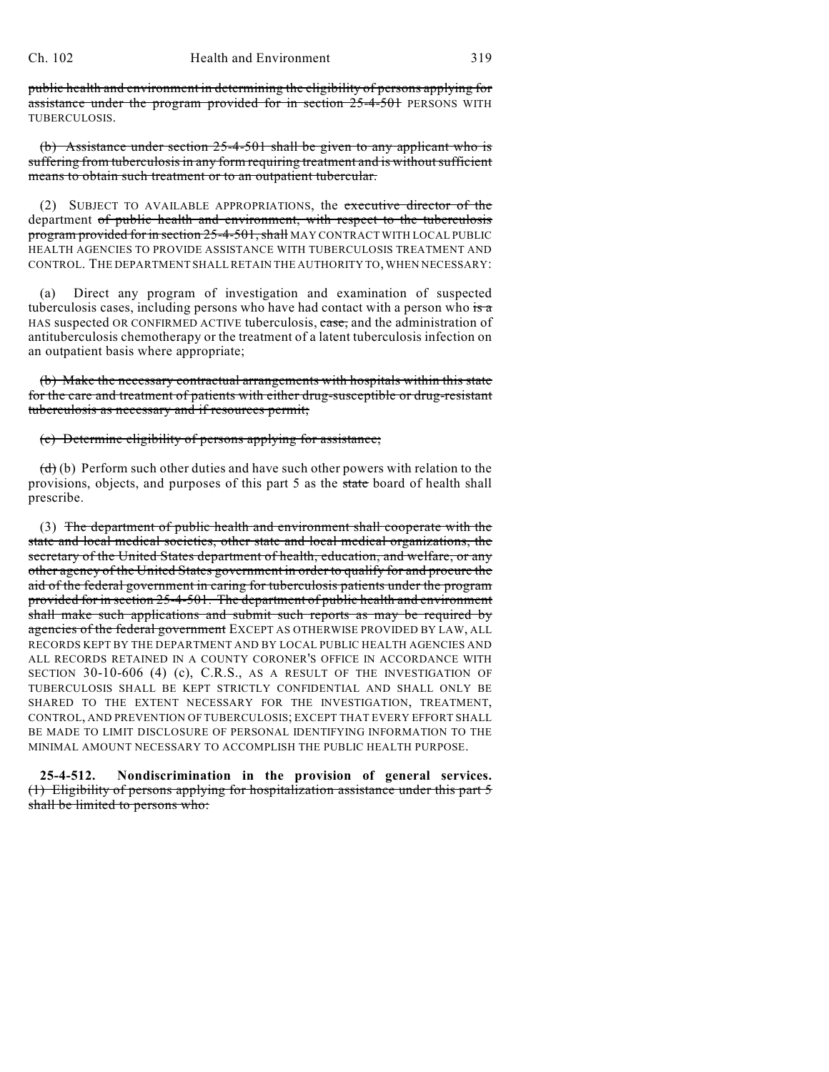public health and environment in determining the eligibility of persons applying for assistance under the program provided for in section 25-4-501 PERSONS WITH TUBERCULOSIS.

(b) Assistance under section 25-4-501 shall be given to any applicant who is suffering from tuberculosis in any form requiring treatment and is without sufficient means to obtain such treatment or to an outpatient tubercular.

(2) SUBJECT TO AVAILABLE APPROPRIATIONS, the executive director of the department of public health and environment, with respect to the tuberculosis program provided for in section 25-4-501, shall MAY CONTRACT WITH LOCAL PUBLIC HEALTH AGENCIES TO PROVIDE ASSISTANCE WITH TUBERCULOSIS TREATMENT AND CONTROL. THE DEPARTMENT SHALL RETAIN THE AUTHORITY TO, WHEN NECESSARY:

(a) Direct any program of investigation and examination of suspected tuberculosis cases, including persons who have had contact with a person who is a HAS suspected OR CONFIRMED ACTIVE tuberculosis, case, and the administration of antituberculosis chemotherapy or the treatment of a latent tuberculosis infection on an outpatient basis where appropriate;

(b) Make the necessary contractual arrangements with hospitals within this state for the care and treatment of patients with either drug-susceptible or drug-resistant tuberculosis as necessary and if resources permit;

(c) Determine eligibility of persons applying for assistance;

(d) (b) Perform such other duties and have such other powers with relation to the provisions, objects, and purposes of this part 5 as the state board of health shall prescribe.

(3) The department of public health and environment shall cooperate with the state and local medical societies, other state and local medical organizations, the secretary of the United States department of health, education, and welfare, or any other agency of the United States government in order to qualify for and procure the aid of the federal government in caring for tuberculosis patients under the program provided for in section 25-4-501. The department of public health and environment shall make such applications and submit such reports as may be required by agencies of the federal government EXCEPT AS OTHERWISE PROVIDED BY LAW, ALL RECORDS KEPT BY THE DEPARTMENT AND BY LOCAL PUBLIC HEALTH AGENCIES AND ALL RECORDS RETAINED IN A COUNTY CORONER'S OFFICE IN ACCORDANCE WITH SECTION 30-10-606 (4) (c), C.R.S., AS A RESULT OF THE INVESTIGATION OF TUBERCULOSIS SHALL BE KEPT STRICTLY CONFIDENTIAL AND SHALL ONLY BE SHARED TO THE EXTENT NECESSARY FOR THE INVESTIGATION, TREATMENT, CONTROL, AND PREVENTION OF TUBERCULOSIS; EXCEPT THAT EVERY EFFORT SHALL BE MADE TO LIMIT DISCLOSURE OF PERSONAL IDENTIFYING INFORMATION TO THE MINIMAL AMOUNT NECESSARY TO ACCOMPLISH THE PUBLIC HEALTH PURPOSE.

**25-4-512. Nondiscrimination in the provision of general services.** (1) Eligibility of persons applying for hospitalization assistance under this part 5 shall be limited to persons who: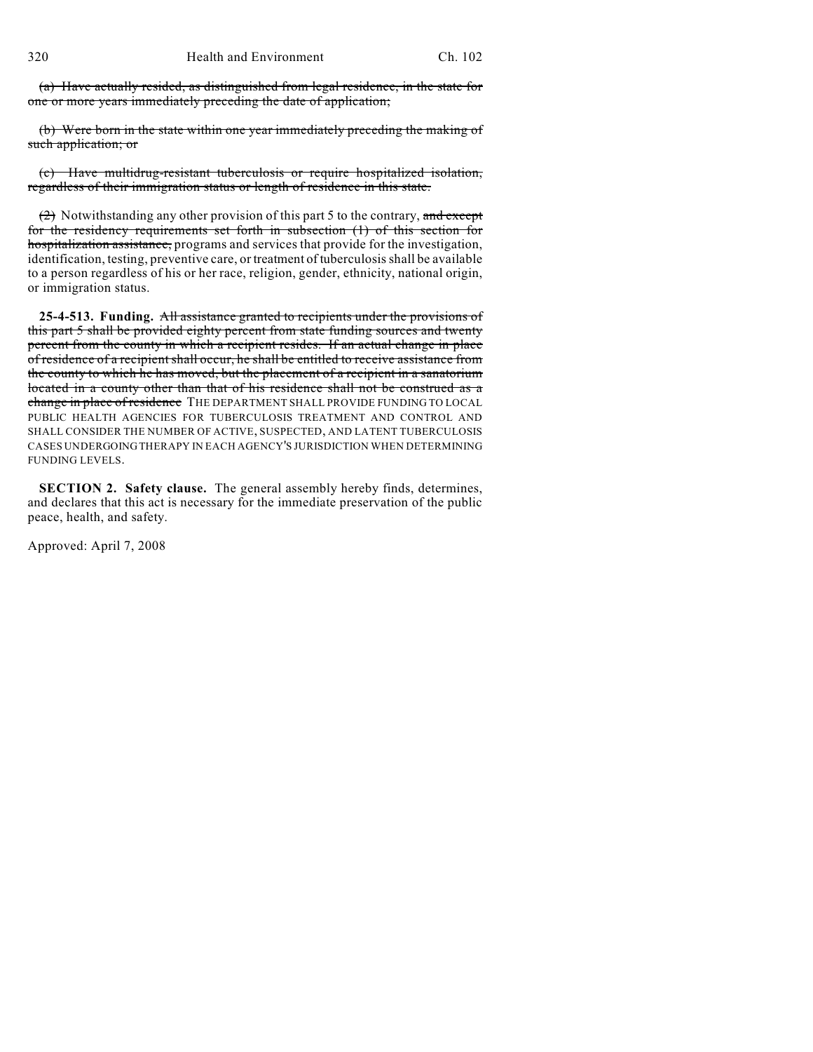~~(a) Have actually resided, as distinguished from legal residence, in the state for one or more years immediately preceding the date of application;~~

~~(b) Were born in the state within one year immediately preceding the making of such application; or~~

~~(c) Have multidrug-resistant tuberculosis or require hospitalized isolation, regardless of their immigration status or length of residence in this state.~~

~~(2)~~ Notwithstanding any other provision of this part 5 to the contrary, ~~and except for the residency requirements set forth in subsection (1) of this section for hospitalization assistance,~~ programs and services that provide for the investigation, identification, testing, preventive care, or treatment of tuberculosis shall be available to a person regardless of his or her race, religion, gender, ethnicity, national origin, or immigration status.

**25-4-513. Funding.** ~~All assistance granted to recipients under the provisions of this part 5 shall be provided eighty percent from state funding sources and twenty percent from the county in which a recipient resides. If an actual change in place of residence of a recipient shall occur, he shall be entitled to receive assistance from the county to which he has moved, but the placement of a recipient in a sanatorium located in a county other than that of his residence shall not be construed as a change in place of residence~~ THE DEPARTMENT SHALL PROVIDE FUNDING TO LOCAL PUBLIC HEALTH AGENCIES FOR TUBERCULOSIS TREATMENT AND CONTROL AND SHALL CONSIDER THE NUMBER OF ACTIVE, SUSPECTED, AND LATENT TUBERCULOSIS CASES UNDERGOING THERAPY IN EACH AGENCY'S JURISDICTION WHEN DETERMINING FUNDING LEVELS.

**SECTION 2. Safety clause.** The general assembly hereby finds, determines, and declares that this act is necessary for the immediate preservation of the public peace, health, and safety.

Approved: April 7, 2008